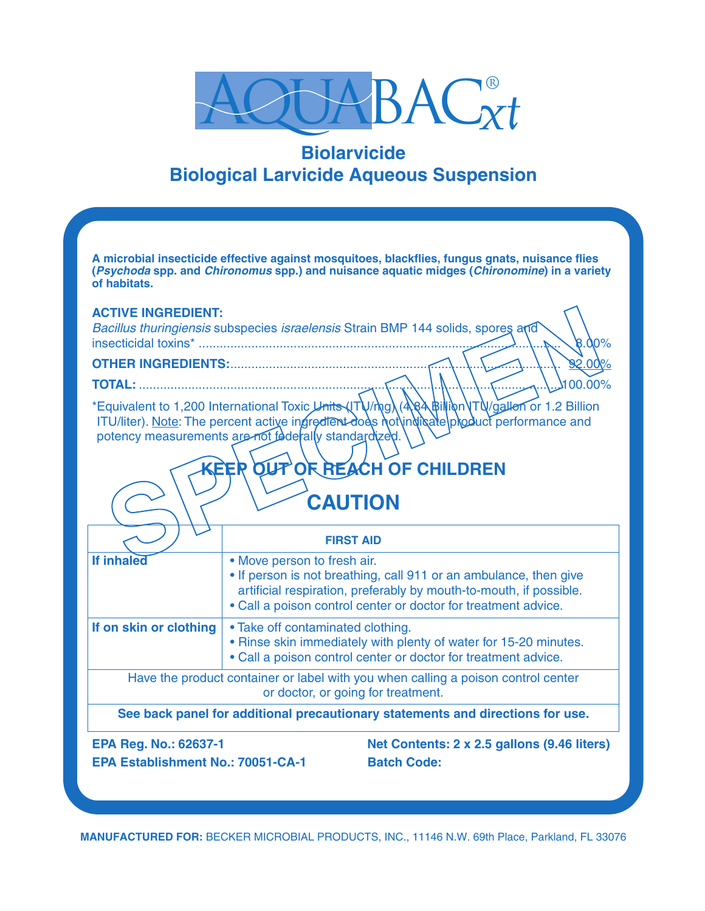# AQUABAC® *xt*

## Biolarvicide
## Biological Larvicide Aqueous Suspension

**A microbial insecticide effective against mosquitoes, blackflies, fungus gnats, nuisance flies (*Psychoda* spp. and *Chironomus* spp.) and nuisance aquatic midges (*Chironomine*) in a variety of habitats.**

**ACTIVE INGREDIENT:**
*Bacillus thuringiensis* subspecies *israelensis* Strain BMP 144 solids, spores and insecticidal toxins* .......... 8.00%
**OTHER INGREDIENTS:** .......... 92.00%
**TOTAL:** .......... 100.00%

*Equivalent to 1,200 International Toxic Units (ITU/mg) (4.84 Billion ITU/gallon or 1.2 Billion ITU/liter). Note: The percent active ingredient does not indicate product performance and potency measurements are not federally standardized.

SPECIMEN

## KEEP OUT OF REACH OF CHILDREN

## CAUTION

| | FIRST AID |
|---|---|
| **If inhaled** | • Move person to fresh air.<br>• If person is not breathing, call 911 or an ambulance, then give artificial respiration, preferably by mouth-to-mouth, if possible.<br>• Call a poison control center or doctor for treatment advice. |
| **If on skin or clothing** | • Take off contaminated clothing.<br>• Rinse skin immediately with plenty of water for 15-20 minutes.<br>• Call a poison control center or doctor for treatment advice. |
| Have the product container or label with you when calling a poison control center or doctor, or going for treatment. | |
| **See back panel for additional precautionary statements and directions for use.** | |

**EPA Reg. No.: 62637-1**
**EPA Establishment No.: 70051-CA-1**

**Net Contents: 2 x 2.5 gallons (9.46 liters)**
**Batch Code:**

**MANUFACTURED FOR:** BECKER MICROBIAL PRODUCTS, INC., 11146 N.W. 69th Place, Parkland, FL 33076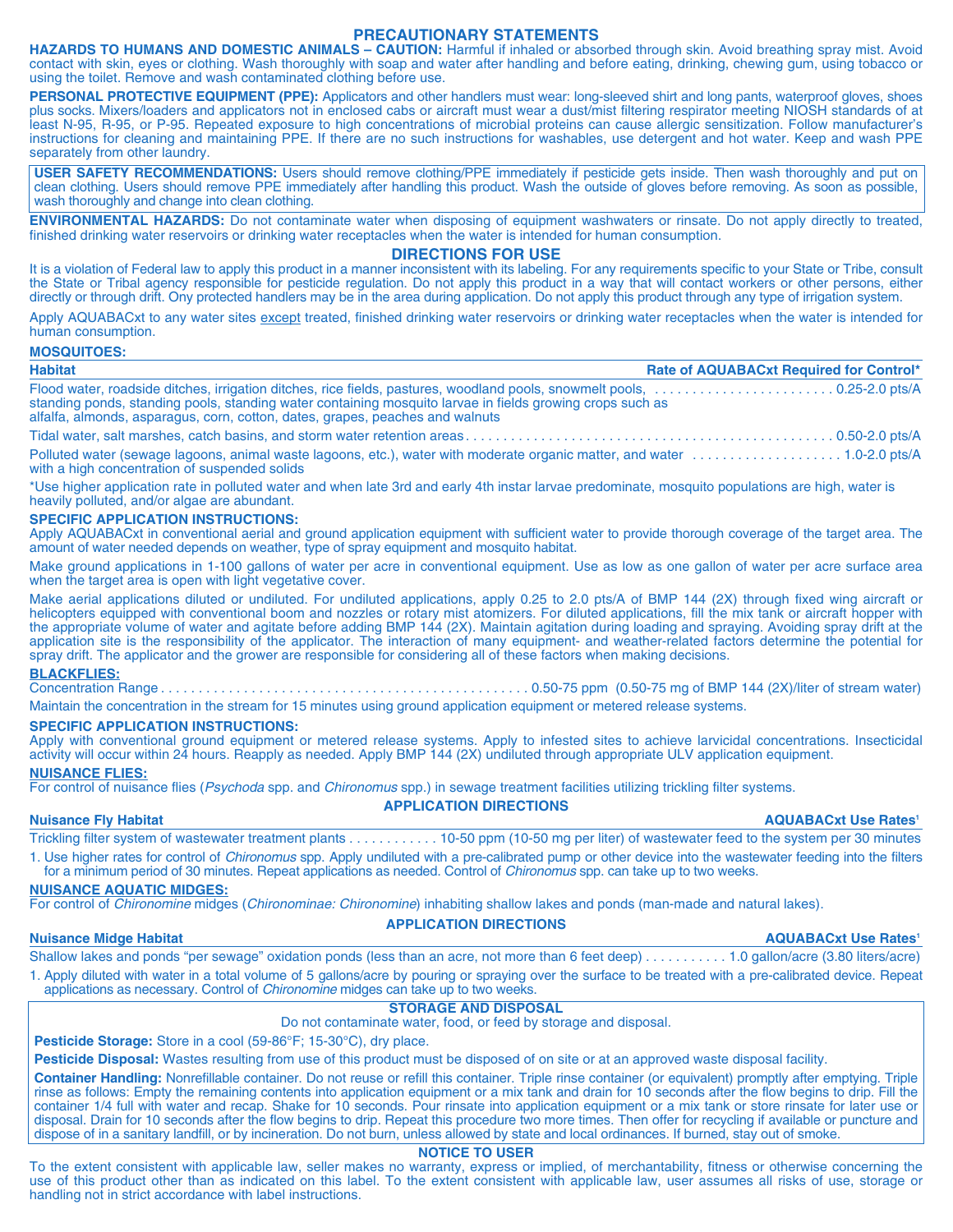## PRECAUTIONARY STATEMENTS

**HAZARDS TO HUMANS AND DOMESTIC ANIMALS – CAUTION:** Harmful if inhaled or absorbed through skin. Avoid breathing spray mist. Avoid contact with skin, eyes or clothing. Wash thoroughly with soap and water after handling and before eating, drinking, chewing gum, using tobacco or using the toilet. Remove and wash contaminated clothing before use.

**PERSONAL PROTECTIVE EQUIPMENT (PPE):** Applicators and other handlers must wear: long-sleeved shirt and long pants, waterproof gloves, shoes plus socks. Mixers/loaders and applicators not in enclosed cabs or aircraft must wear a dust/mist filtering respirator meeting NIOSH standards of at least N-95, R-95, or P-95. Repeated exposure to high concentrations of microbial proteins can cause allergic sensitization. Follow manufacturer's instructions for cleaning and maintaining PPE. If there are no such instructions for washables, use detergent and hot water. Keep and wash PPE separately from other laundry.

**USER SAFETY RECOMMENDATIONS:** Users should remove clothing/PPE immediately if pesticide gets inside. Then wash thoroughly and put on clean clothing. Users should remove PPE immediately after handling this product. Wash the outside of gloves before removing. As soon as possible, wash thoroughly and change into clean clothing.

**ENVIRONMENTAL HAZARDS:** Do not contaminate water when disposing of equipment washwaters or rinsate. Do not apply directly to treated, finished drinking water reservoirs or drinking water receptacles when the water is intended for human consumption.

## DIRECTIONS FOR USE

It is a violation of Federal law to apply this product in a manner inconsistent with its labeling. For any requirements specific to your State or Tribe, consult the State or Tribal agency responsible for pesticide regulation. Do not apply this product in a way that will contact workers or other persons, either directly or through drift. Ony protected handlers may be in the area during application. Do not apply this product through any type of irrigation system.

Apply AQUABACxt to any water sites except treated, finished drinking water reservoirs or drinking water receptacles when the water is intended for human consumption.

**MOSQUITOES:**

| Habitat | Rate of AQUABACxt Required for Control* |
|---|---|
| Flood water, roadside ditches, irrigation ditches, rice fields, pastures, woodland pools, snowmelt pools, standing ponds, standing pools, standing water containing mosquito larvae in fields growing crops such as alfalfa, almonds, asparagus, corn, cotton, dates, grapes, peaches and walnuts | 0.25-2.0 pts/A |
| Tidal water, salt marshes, catch basins, and storm water retention areas | 0.50-2.0 pts/A |
| Polluted water (sewage lagoons, animal waste lagoons, etc.), water with moderate organic matter, and water with a high concentration of suspended solids | 1.0-2.0 pts/A |

*Use higher application rate in polluted water and when late 3rd and early 4th instar larvae predominate, mosquito populations are high, water is heavily polluted, and/or algae are abundant.

**SPECIFIC APPLICATION INSTRUCTIONS:**

Apply AQUABACxt in conventional aerial and ground application equipment with sufficient water to provide thorough coverage of the target area. The amount of water needed depends on weather, type of spray equipment and mosquito habitat.

Make ground applications in 1-100 gallons of water per acre in conventional equipment. Use as low as one gallon of water per acre surface area when the target area is open with light vegetative cover.

Make aerial applications diluted or undiluted. For undiluted applications, apply 0.25 to 2.0 pts/A of BMP 144 (2X) through fixed wing aircraft or helicopters equipped with conventional boom and nozzles or rotary mist atomizers. For diluted applications, fill the mix tank or aircraft hopper with the appropriate volume of water and agitate before adding BMP 144 (2X). Maintain agitation during loading and spraying. Avoiding spray drift at the application site is the responsibility of the applicator. The interaction of many equipment- and weather-related factors determine the potential for spray drift. The applicator and the grower are responsible for considering all of these factors when making decisions.

**BLACKFLIES:**

Concentration Range . . . . . . . . 0.50-75 ppm (0.50-75 mg of BMP 144 (2X)/liter of stream water)

Maintain the concentration in the stream for 15 minutes using ground application equipment or metered release systems.

**SPECIFIC APPLICATION INSTRUCTIONS:**

Apply with conventional ground equipment or metered release systems. Apply to infested sites to achieve larvicidal concentrations. Insecticidal activity will occur within 24 hours. Reapply as needed. Apply BMP 144 (2X) undiluted through appropriate ULV application equipment.

**NUISANCE FLIES:**

For control of nuisance flies (*Psychoda* spp. and *Chironomus* spp.) in sewage treatment facilities utilizing trickling filter systems.

**APPLICATION DIRECTIONS**

| Nuisance Fly Habitat | AQUABACxt Use Rates[1] |
|---|---|
| Trickling filter system of wastewater treatment plants | 10-50 ppm (10-50 mg per liter) of wastewater feed to the system per 30 minutes |

1. Use higher rates for control of *Chironomus* spp. Apply undiluted with a pre-calibrated pump or other device into the wastewater feeding into the filters for a minimum period of 30 minutes. Repeat applications as needed. Control of *Chironomus* spp. can take up to two weeks.

**NUISANCE AQUATIC MIDGES:**

For control of *Chironomine* midges (*Chironominae: Chironomine*) inhabiting shallow lakes and ponds (man-made and natural lakes).

**APPLICATION DIRECTIONS**

| Nuisance Midge Habitat | AQUABACxt Use Rates[1] |
|---|---|
| Shallow lakes and ponds "per sewage" oxidation ponds (less than an acre, not more than 6 feet deep) | 1.0 gallon/acre (3.80 liters/acre) |

1. Apply diluted with water in a total volume of 5 gallons/acre by pouring or spraying over the surface to be treated with a pre-calibrated device. Repeat applications as necessary. Control of *Chironomine* midges can take up to two weeks.

**STORAGE AND DISPOSAL**

Do not contaminate water, food, or feed by storage and disposal.

**Pesticide Storage:** Store in a cool (59-86°F; 15-30°C), dry place.

**Pesticide Disposal:** Wastes resulting from use of this product must be disposed of on site or at an approved waste disposal facility.

**Container Handling:** Nonrefillable container. Do not reuse or refill this container. Triple rinse container (or equivalent) promptly after emptying. Triple rinse as follows: Empty the remaining contents into application equipment or a mix tank and drain for 10 seconds after the flow begins to drip. Fill the container 1/4 full with water and recap. Shake for 10 seconds. Pour rinsate into application equipment or a mix tank or store rinsate for later use or disposal. Drain for 10 seconds after the flow begins to drip. Repeat this procedure two more times. Then offer for recycling if available or puncture and dispose of in a sanitary landfill, or by incineration. Do not burn, unless allowed by state and local ordinances. If burned, stay out of smoke.

**NOTICE TO USER**

To the extent consistent with applicable law, seller makes no warranty, express or implied, of merchantability, fitness or otherwise concerning the use of this product other than as indicated on this label. To the extent consistent with applicable law, user assumes all risks of use, storage or handling not in strict accordance with label instructions.